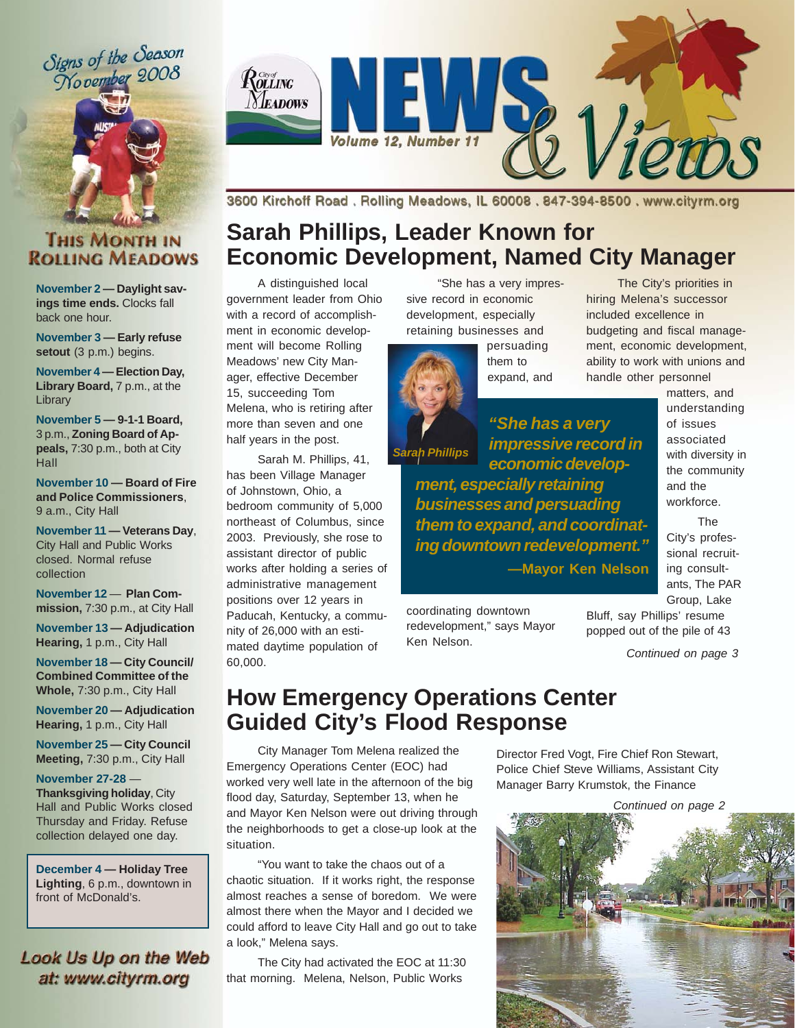# City of Rolling Meadows NEWS & Views

Volume 12, Number 11

3600 Kirchoff Road . Rolling Meadows, IL 60008 . 847-394-8500 . www.cityrm.org

## Sarah Phillips, Leader Known for Economic Development, Named City Manager

A distinguished local government leader from Ohio with a record of accomplishment in economic development will become Rolling Meadows' new City Manager, effective December 15, succeeding Tom Melena, who is retiring after more than seven and one half years in the post.

Sarah M. Phillips, 41, has been Village Manager of Johnstown, Ohio, a bedroom community of 5,000 northeast of Columbus, since 2003. Previously, she rose to assistant director of public works after holding a series of administrative management positions over 12 years in Paducah, Kentucky, a community of 26,000 with an estimated daytime population of 60,000.

"She has a very impressive record in economic development, especially retaining businesses and persuading them to expand, and coordinating downtown redevelopment," says Mayor Ken Nelson.

Sarah Phillips

> ***"She has a very impressive record in economic development, especially retaining businesses and persuading them to expand, and coordinating downtown redevelopment."***
>
> **—Mayor Ken Nelson**

The City's priorities in hiring Melena's successor included excellence in budgeting and fiscal management, economic development, ability to work with unions and handle other personnel matters, and understanding of issues associated with diversity in the community and the workforce.

The City's professional recruiting consultants, The PAR Group, Lake Bluff, say Phillips' resume popped out of the pile of 43

*Continued on page 3*

## How Emergency Operations Center Guided City's Flood Response

City Manager Tom Melena realized the Emergency Operations Center (EOC) had worked very well late in the afternoon of the big flood day, Saturday, September 13, when he and Mayor Ken Nelson were out driving through the neighborhoods to get a close-up look at the situation.

"You want to take the chaos out of a chaotic situation. If it works right, the response almost reaches a sense of boredom. We were almost there when the Mayor and I decided we could afford to leave City Hall and go out to take a look," Melena says.

The City had activated the EOC at 11:30 that morning. Melena, Nelson, Public Works Director Fred Vogt, Fire Chief Ron Stewart, Police Chief Steve Williams, Assistant City Manager Barry Krumstok, the Finance

*Continued on page 2*

---

### Signs of the Season November 2008

### This Month in Rolling Meadows

**November 2 — Daylight savings time ends.** Clocks fall back one hour.

**November 3 — Early refuse setout** (3 p.m.) begins.

**November 4 — Election Day, Library Board,** 7 p.m., at the Library

**November 5 — 9-1-1 Board,** 3 p.m., **Zoning Board of Appeals,** 7:30 p.m., both at City Hall

**November 10 — Board of Fire and Police Commissioners**, 9 a.m., City Hall

**November 11 — Veterans Day**, City Hall and Public Works closed. Normal refuse collection

**November 12 — Plan Commission,** 7:30 p.m., at City Hall

**November 13 — Adjudication Hearing,** 1 p.m., City Hall

**November 18 — City Council/ Combined Committee of the Whole,** 7:30 p.m., City Hall

**November 20 — Adjudication Hearing,** 1 p.m., City Hall

**November 25 — City Council Meeting,** 7:30 p.m., City Hall

**November 27-28 — Thanksgiving holiday**, City Hall and Public Works closed Thursday and Friday. Refuse collection delayed one day.

**December 4 — Holiday Tree Lighting**, 6 p.m., downtown in front of McDonald's.

**Look Us Up on the Web at: www.cityrm.org**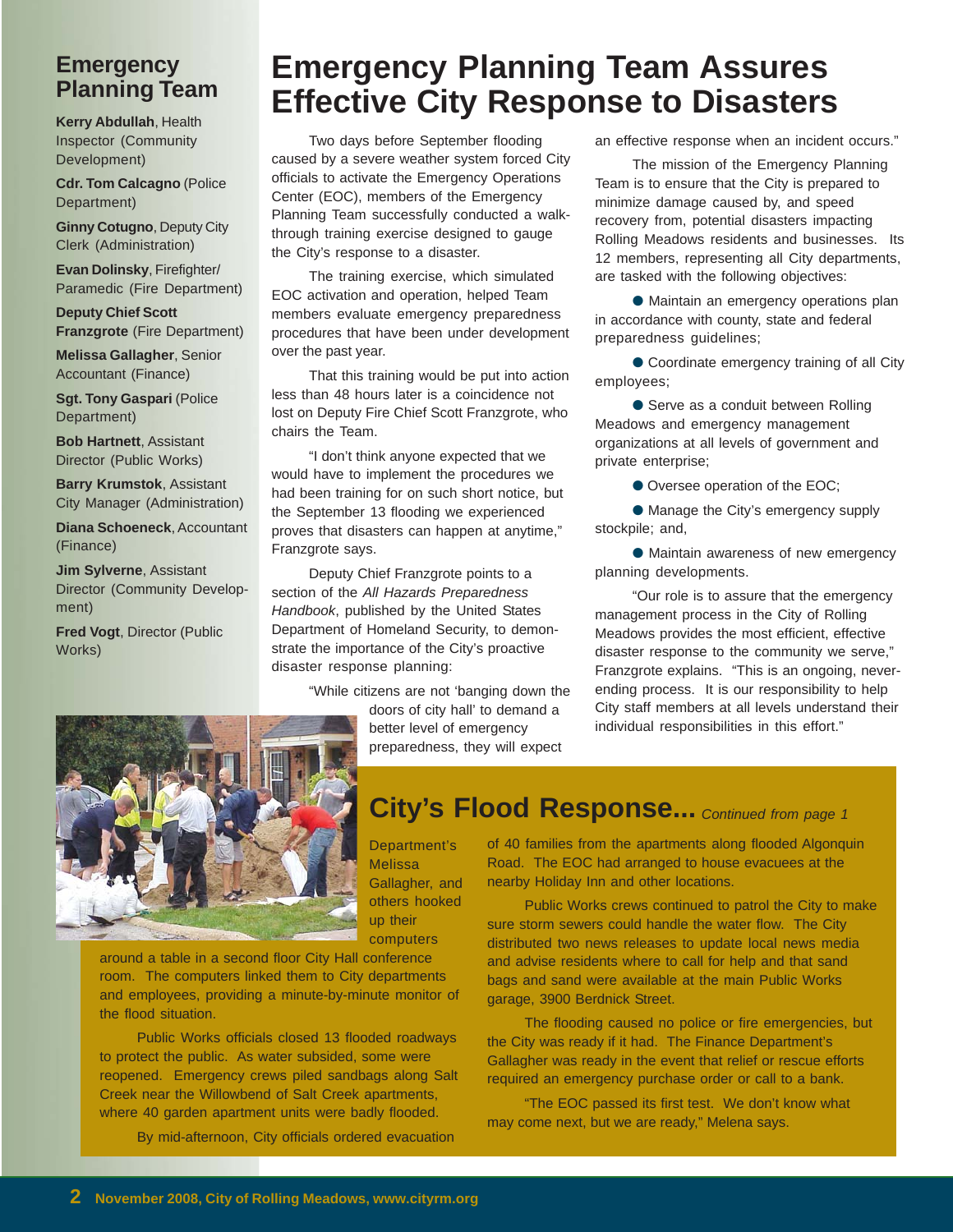## Emergency Planning Team

**Kerry Abdullah**, Health Inspector (Community Development)

**Cdr. Tom Calcagno** (Police Department)

**Ginny Cotugno**, Deputy City Clerk (Administration)

**Evan Dolinsky**, Firefighter/ Paramedic (Fire Department)

**Deputy Chief Scott Franzgrote** (Fire Department)

**Melissa Gallagher**, Senior Accountant (Finance)

**Sgt. Tony Gaspari** (Police Department)

**Bob Hartnett**, Assistant Director (Public Works)

**Barry Krumstok**, Assistant City Manager (Administration)

**Diana Schoeneck**, Accountant (Finance)

**Jim Sylverne**, Assistant Director (Community Development)

**Fred Vogt**, Director (Public Works)

# Emergency Planning Team Assures Effective City Response to Disasters

Two days before September flooding caused by a severe weather system forced City officials to activate the Emergency Operations Center (EOC), members of the Emergency Planning Team successfully conducted a walk-through training exercise designed to gauge the City's response to a disaster.

The training exercise, which simulated EOC activation and operation, helped Team members evaluate emergency preparedness procedures that have been under development over the past year.

That this training would be put into action less than 48 hours later is a coincidence not lost on Deputy Fire Chief Scott Franzgrote, who chairs the Team.

"I don't think anyone expected that we would have to implement the procedures we had been training for on such short notice, but the September 13 flooding we experienced proves that disasters can happen at anytime," Franzgrote says.

Deputy Chief Franzgrote points to a section of the *All Hazards Preparedness Handbook*, published by the United States Department of Homeland Security, to demonstrate the importance of the City's proactive disaster response planning:

"While citizens are not 'banging down the doors of city hall' to demand a better level of emergency preparedness, they will expect an effective response when an incident occurs."

The mission of the Emergency Planning Team is to ensure that the City is prepared to minimize damage caused by, and speed recovery from, potential disasters impacting Rolling Meadows residents and businesses. Its 12 members, representing all City departments, are tasked with the following objectives:

- Maintain an emergency operations plan in accordance with county, state and federal preparedness guidelines;
- Coordinate emergency training of all City employees;
- Serve as a conduit between Rolling Meadows and emergency management organizations at all levels of government and private enterprise;
- Oversee operation of the EOC;
- Manage the City's emergency supply stockpile; and,
- Maintain awareness of new emergency planning developments.

"Our role is to assure that the emergency management process in the City of Rolling Meadows provides the most efficient, effective disaster response to the community we serve," Franzgrote explains. "This is an ongoing, never-ending process. It is our responsibility to help City staff members at all levels understand their individual responsibilities in this effort."

## City's Flood Response... *Continued from page 1*

Department's Melissa Gallagher, and others hooked up their computers around a table in a second floor City Hall conference room. The computers linked them to City departments and employees, providing a minute-by-minute monitor of the flood situation.

Public Works officials closed 13 flooded roadways to protect the public. As water subsided, some were reopened. Emergency crews piled sandbags along Salt Creek near the Willowbend of Salt Creek apartments, where 40 garden apartment units were badly flooded.

By mid-afternoon, City officials ordered evacuation of 40 families from the apartments along flooded Algonquin Road. The EOC had arranged to house evacuees at the nearby Holiday Inn and other locations.

Public Works crews continued to patrol the City to make sure storm sewers could handle the water flow. The City distributed two news releases to update local news media and advise residents where to call for help and that sand bags and sand were available at the main Public Works garage, 3900 Berdnick Street.

The flooding caused no police or fire emergencies, but the City was ready if it had. The Finance Department's Gallagher was ready in the event that relief or rescue efforts required an emergency purchase order or call to a bank.

"The EOC passed its first test. We don't know what may come next, but we are ready," Melena says.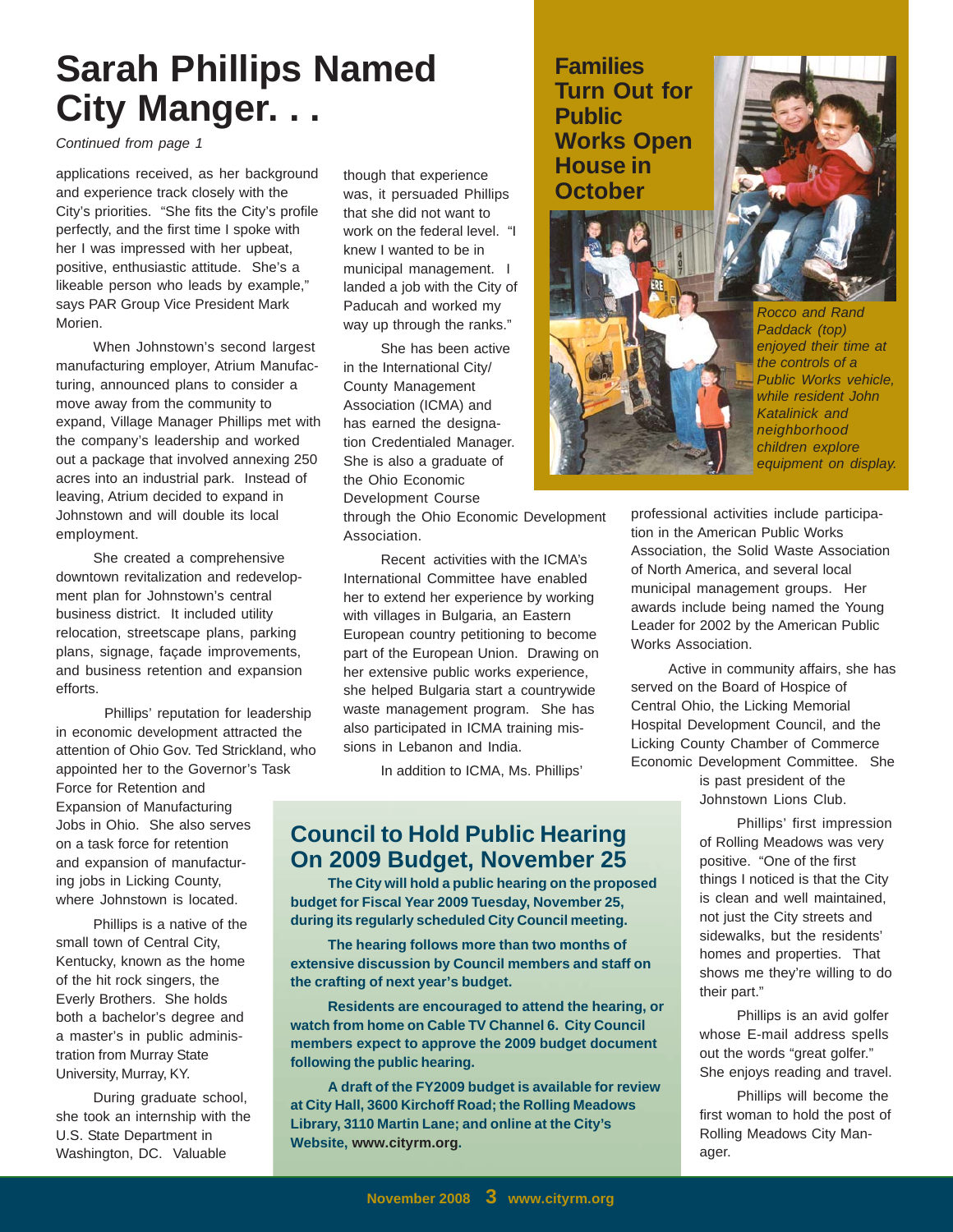# Sarah Phillips Named City Manger. . .

*Continued from page 1*

applications received, as her background and experience track closely with the City's priorities. "She fits the City's profile perfectly, and the first time I spoke with her I was impressed with her upbeat, positive, enthusiastic attitude. She's a likeable person who leads by example," says PAR Group Vice President Mark Morien.

When Johnstown's second largest manufacturing employer, Atrium Manufacturing, announced plans to consider a move away from the community to expand, Village Manager Phillips met with the company's leadership and worked out a package that involved annexing 250 acres into an industrial park. Instead of leaving, Atrium decided to expand in Johnstown and will double its local employment.

She created a comprehensive downtown revitalization and redevelopment plan for Johnstown's central business district. It included utility relocation, streetscape plans, parking plans, signage, façade improvements, and business retention and expansion efforts.

Phillips' reputation for leadership in economic development attracted the attention of Ohio Gov. Ted Strickland, who appointed her to the Governor's Task Force for Retention and Expansion of Manufacturing Jobs in Ohio. She also serves on a task force for retention and expansion of manufacturing jobs in Licking County, where Johnstown is located.

Phillips is a native of the small town of Central City, Kentucky, known as the home of the hit rock singers, the Everly Brothers. She holds both a bachelor's degree and a master's in public administration from Murray State University, Murray, KY.

During graduate school, she took an internship with the U.S. State Department in Washington, DC. Valuable though that experience was, it persuaded Phillips that she did not want to work on the federal level. "I knew I wanted to be in municipal management. I landed a job with the City of Paducah and worked my way up through the ranks."

She has been active in the International City/County Management Association (ICMA) and has earned the designation Credentialed Manager. She is also a graduate of the Ohio Economic Development Course through the Ohio Economic Development Association.

Recent activities with the ICMA's International Committee have enabled her to extend her experience by working with villages in Bulgaria, an Eastern European country petitioning to become part of the European Union. Drawing on her extensive public works experience, she helped Bulgaria start a countrywide waste management program. She has also participated in ICMA training missions in Lebanon and India.

In addition to ICMA, Ms. Phillips' professional activities include participation in the American Public Works Association, the Solid Waste Association of North America, and several local municipal management groups. Her awards include being named the Young Leader for 2002 by the American Public Works Association.

Active in community affairs, she has served on the Board of Hospice of Central Ohio, the Licking Memorial Hospital Development Council, and the Licking County Chamber of Commerce Economic Development Committee. She is past president of the Johnstown Lions Club.

Phillips' first impression of Rolling Meadows was very positive. "One of the first things I noticed is that the City is clean and well maintained, not just the City streets and sidewalks, but the residents' homes and properties. That shows me they're willing to do their part."

Phillips is an avid golfer whose E-mail address spells out the words "great golfer." She enjoys reading and travel.

Phillips will become the first woman to hold the post of Rolling Meadows City Manager.

## Families Turn Out for Public Works Open House in October

*Rocco and Rand Paddack (top) enjoyed their time at the controls of a Public Works vehicle, while resident John Katalinick and neighborhood children explore equipment on display.*

## Council to Hold Public Hearing On 2009 Budget, November 25

**The City will hold a public hearing on the proposed budget for Fiscal Year 2009 Tuesday, November 25, during its regularly scheduled City Council meeting.**

**The hearing follows more than two months of extensive discussion by Council members and staff on the crafting of next year's budget.**

**Residents are encouraged to attend the hearing, or watch from home on Cable TV Channel 6. City Council members expect to approve the 2009 budget document following the public hearing.**

**A draft of the FY2009 budget is available for review at City Hall, 3600 Kirchoff Road; the Rolling Meadows Library, 3110 Martin Lane; and online at the City's Website, www.cityrm.org.**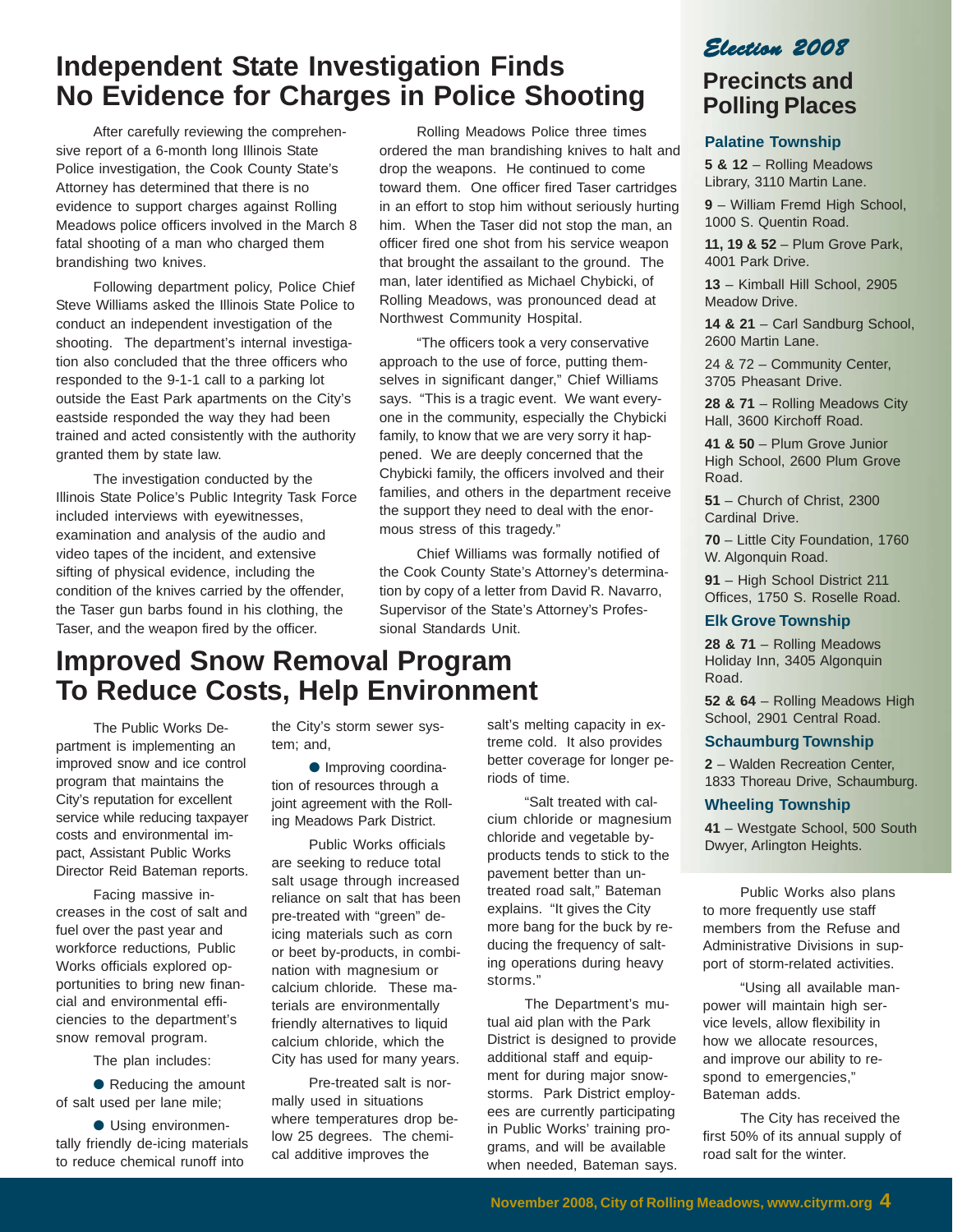# Independent State Investigation Finds No Evidence for Charges in Police Shooting

After carefully reviewing the comprehensive report of a 6-month long Illinois State Police investigation, the Cook County State's Attorney has determined that there is no evidence to support charges against Rolling Meadows police officers involved in the March 8 fatal shooting of a man who charged them brandishing two knives.

Following department policy, Police Chief Steve Williams asked the Illinois State Police to conduct an independent investigation of the shooting. The department's internal investigation also concluded that the three officers who responded to the 9-1-1 call to a parking lot outside the East Park apartments on the City's eastside responded the way they had been trained and acted consistently with the authority granted them by state law.

The investigation conducted by the Illinois State Police's Public Integrity Task Force included interviews with eyewitnesses, examination and analysis of the audio and video tapes of the incident, and extensive sifting of physical evidence, including the condition of the knives carried by the offender, the Taser gun barbs found in his clothing, the Taser, and the weapon fired by the officer.

Rolling Meadows Police three times ordered the man brandishing knives to halt and drop the weapons. He continued to come toward them. One officer fired Taser cartridges in an effort to stop him without seriously hurting him. When the Taser did not stop the man, an officer fired one shot from his service weapon that brought the assailant to the ground. The man, later identified as Michael Chybicki, of Rolling Meadows, was pronounced dead at Northwest Community Hospital.

"The officers took a very conservative approach to the use of force, putting themselves in significant danger," Chief Williams says. "This is a tragic event. We want everyone in the community, especially the Chybicki family, to know that we are very sorry it happened. We are deeply concerned that the Chybicki family, the officers involved and their families, and others in the department receive the support they need to deal with the enormous stress of this tragedy."

Chief Williams was formally notified of the Cook County State's Attorney's determination by copy of a letter from David R. Navarro, Supervisor of the State's Attorney's Professional Standards Unit.

# Improved Snow Removal Program To Reduce Costs, Help Environment

The Public Works Department is implementing an improved snow and ice control program that maintains the City's reputation for excellent service while reducing taxpayer costs and environmental impact, Assistant Public Works Director Reid Bateman reports.

Facing massive increases in the cost of salt and fuel over the past year and workforce reductions, Public Works officials explored opportunities to bring new financial and environmental efficiencies to the department's snow removal program.

The plan includes:

- Reducing the amount of salt used per lane mile;
- Using environmentally friendly de-icing materials to reduce chemical runoff into the City's storm sewer system; and,
- Improving coordination of resources through a joint agreement with the Rolling Meadows Park District.

Public Works officials are seeking to reduce total salt usage through increased reliance on salt that has been pre-treated with "green" de-icing materials such as corn or beet by-products, in combination with magnesium or calcium chloride. These materials are environmentally friendly alternatives to liquid calcium chloride, which the City has used for many years.

Pre-treated salt is normally used in situations where temperatures drop below 25 degrees. The chemical additive improves the salt's melting capacity in extreme cold. It also provides better coverage for longer periods of time.

"Salt treated with calcium chloride or magnesium chloride and vegetable by-products tends to stick to the pavement better than untreated road salt," Bateman explains. "It gives the City more bang for the buck by reducing the frequency of salting operations during heavy storms."

The Department's mutual aid plan with the Park District is designed to provide additional staff and equipment for during major snowstorms. Park District employees are currently participating in Public Works' training programs, and will be available when needed, Bateman says.

Public Works also plans to more frequently use staff members from the Refuse and Administrative Divisions in support of storm-related activities.

"Using all available manpower will maintain high service levels, allow flexibility in how we allocate resources, and improve our ability to respond to emergencies," Bateman adds.

The City has received the first 50% of its annual supply of road salt for the winter.

*Election 2008*

## Precincts and Polling Places

### Palatine Township

**5 & 12** – Rolling Meadows Library, 3110 Martin Lane.

**9** – William Fremd High School, 1000 S. Quentin Road.

**11, 19 & 52** – Plum Grove Park, 4001 Park Drive.

**13** – Kimball Hill School, 2905 Meadow Drive.

**14 & 21** – Carl Sandburg School, 2600 Martin Lane.

24 & 72 – Community Center, 3705 Pheasant Drive.

**28 & 71** – Rolling Meadows City Hall, 3600 Kirchoff Road.

**41 & 50** – Plum Grove Junior High School, 2600 Plum Grove Road.

**51** – Church of Christ, 2300 Cardinal Drive.

**70** – Little City Foundation, 1760 W. Algonquin Road.

**91** – High School District 211 Offices, 1750 S. Roselle Road.

### Elk Grove Township

**28 & 71** – Rolling Meadows Holiday Inn, 3405 Algonquin Road.

**52 & 64** – Rolling Meadows High School, 2901 Central Road.

### Schaumburg Township

**2** – Walden Recreation Center, 1833 Thoreau Drive, Schaumburg.

### Wheeling Township

**41** – Westgate School, 500 South Dwyer, Arlington Heights.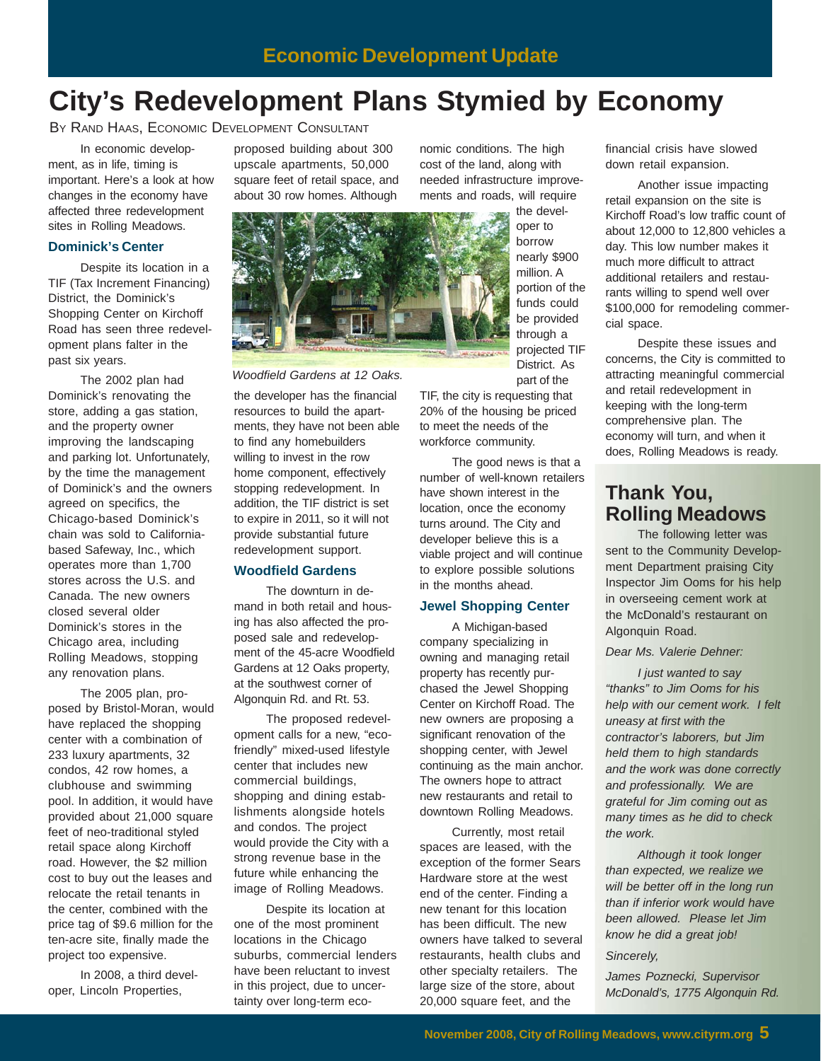## Economic Development Update

# City's Redevelopment Plans Stymied by Economy

By Rand Haas, Economic Development Consultant

In economic development, as in life, timing is important. Here's a look at how changes in the economy have affected three redevelopment sites in Rolling Meadows.

### Dominick's Center

Despite its location in a TIF (Tax Increment Financing) District, the Dominick's Shopping Center on Kirchoff Road has seen three redevelopment plans falter in the past six years.

The 2002 plan had Dominick's renovating the store, adding a gas station, and the property owner improving the landscaping and parking lot. Unfortunately, by the time the management of Dominick's and the owners agreed on specifics, the Chicago-based Dominick's chain was sold to California-based Safeway, Inc., which operates more than 1,700 stores across the U.S. and Canada. The new owners closed several older Dominick's stores in the Chicago area, including Rolling Meadows, stopping any renovation plans.

The 2005 plan, proposed by Bristol-Moran, would have replaced the shopping center with a combination of 233 luxury apartments, 32 condos, 42 row homes, a clubhouse and swimming pool. In addition, it would have provided about 21,000 square feet of neo-traditional styled retail space along Kirchoff road. However, the $2 million cost to buy out the leases and relocate the retail tenants in the center, combined with the price tag of $9.6 million for the ten-acre site, finally made the project too expensive.

In 2008, a third developer, Lincoln Properties, proposed building about 300 upscale apartments, 50,000 square feet of retail space, and about 30 row homes. Although the developer has the financial resources to build the apartments, they have not been able to find any homebuilders willing to invest in the row home component, effectively stopping redevelopment. In addition, the TIF district is set to expire in 2011, so it will not provide substantial future redevelopment support.

*Woodfield Gardens at 12 Oaks.*

### Woodfield Gardens

The downturn in demand in both retail and housing has also affected the proposed sale and redevelopment of the 45-acre Woodfield Gardens at 12 Oaks property, at the southwest corner of Algonquin Rd. and Rt. 53.

The proposed redevelopment calls for a new, "eco-friendly" mixed-used lifestyle center that includes new commercial buildings, shopping and dining establishments alongside hotels and condos. The project would provide the City with a strong revenue base in the future while enhancing the image of Rolling Meadows.

Despite its location at one of the most prominent locations in the Chicago suburbs, commercial lenders have been reluctant to invest in this project, due to uncertainty over long-term economic conditions. The high cost of the land, along with needed infrastructure improvements and roads, will require the developer to borrow nearly $900 million. A portion of the funds could be provided through a projected TIF District. As part of the TIF, the city is requesting that 20% of the housing be priced to meet the needs of the workforce community.

The good news is that a number of well-known retailers have shown interest in the location, once the economy turns around. The City and developer believe this is a viable project and will continue to explore possible solutions in the months ahead.

### Jewel Shopping Center

A Michigan-based company specializing in owning and managing retail property has recently purchased the Jewel Shopping Center on Kirchoff Road. The new owners are proposing a significant renovation of the shopping center, with Jewel continuing as the main anchor. The owners hope to attract new restaurants and retail to downtown Rolling Meadows.

Currently, most retail spaces are leased, with the exception of the former Sears Hardware store at the west end of the center. Finding a new tenant for this location has been difficult. The new owners have talked to several restaurants, health clubs and other specialty retailers. The large size of the store, about 20,000 square feet, and the financial crisis have slowed down retail expansion.

Another issue impacting retail expansion on the site is Kirchoff Road's low traffic count of about 12,000 to 12,800 vehicles a day. This low number makes it much more difficult to attract additional retailers and restaurants willing to spend well over $100,000 for remodeling commercial space.

Despite these issues and concerns, the City is committed to attracting meaningful commercial and retail redevelopment in keeping with the long-term comprehensive plan. The economy will turn, and when it does, Rolling Meadows is ready.

## Thank You, Rolling Meadows

The following letter was sent to the Community Development Department praising City Inspector Jim Ooms for his help in overseeing cement work at the McDonald's restaurant on Algonquin Road.

*Dear Ms. Valerie Dehner:*

*I just wanted to say "thanks" to Jim Ooms for his help with our cement work. I felt uneasy at first with the contractor's laborers, but Jim held them to high standards and the work was done correctly and professionally. We are grateful for Jim coming out as many times as he did to check the work.*

*Although it took longer than expected, we realize we will be better off in the long run than if inferior work would have been allowed. Please let Jim know he did a great job!*

*Sincerely,*

*James Poznecki, Supervisor*
*McDonald's, 1775 Algonquin Rd.*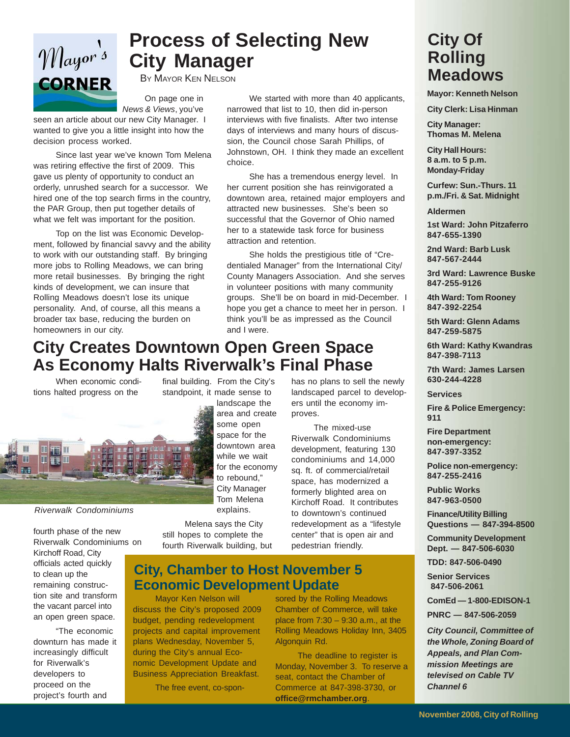Mayor's CORNER

# Process of Selecting New City Manager

By Mayor Ken Nelson

On page one in *News & Views*, you've seen an article about our new City Manager. I wanted to give you a little insight into how the decision process worked.

Since last year we've known Tom Melena was retiring effective the first of 2009. This gave us plenty of opportunity to conduct an orderly, unrushed search for a successor. We hired one of the top search firms in the country, the PAR Group, then put together details of what we felt was important for the position.

Top on the list was Economic Development, followed by financial savvy and the ability to work with our outstanding staff. By bringing more jobs to Rolling Meadows, we can bring more retail businesses. By bringing the right kinds of development, we can insure that Rolling Meadows doesn't lose its unique personality. And, of course, all this means a broader tax base, reducing the burden on homeowners in our city.

We started with more than 40 applicants, narrowed that list to 10, then did in-person interviews with five finalists. After two intense days of interviews and many hours of discussion, the Council chose Sarah Phillips, of Johnstown, OH. I think they made an excellent choice.

She has a tremendous energy level. In her current position she has reinvigorated a downtown area, retained major employers and attracted new businesses. She's been so successful that the Governor of Ohio named her to a statewide task force for business attraction and retention.

She holds the prestigious title of "Credentialed Manager" from the International City/County Managers Association. And she serves in volunteer positions with many community groups. She'll be on board in mid-December. I hope you get a chance to meet her in person. I think you'll be as impressed as the Council and I were.

# City Creates Downtown Open Green Space As Economy Halts Riverwalk's Final Phase

*Riverwalk Condominiums*

When economic conditions halted progress on the fourth phase of the new Riverwalk Condominiums on Kirchoff Road, City officials acted quickly to clean up the remaining construction site and transform the vacant parcel into an open green space.

"The economic downturn has made it increasingly difficult for Riverwalk's developers to proceed on the project's fourth and final building. From the City's standpoint, it made sense to landscape the area and create some open space for the downtown area while we wait for the economy to rebound," City Manager Tom Melena explains.

Melena says the City still hopes to complete the fourth Riverwalk building, but has no plans to sell the newly landscaped parcel to developers until the economy improves.

The mixed-use Riverwalk Condominiums development, featuring 130 condominiums and 14,000 sq. ft. of commercial/retail space, has modernized a formerly blighted area on Kirchoff Road. It contributes to downtown's continued redevelopment as a "lifestyle center" that is open air and pedestrian friendly.

## City, Chamber to Host November 5 Economic Development Update

Mayor Ken Nelson will discuss the City's proposed 2009 budget, pending redevelopment projects and capital improvement plans Wednesday, November 5, during the City's annual Economic Development Update and Business Appreciation Breakfast.

The free event, co-sponsored by the Rolling Meadows Chamber of Commerce, will take place from 7:30 – 9:30 a.m., at the Rolling Meadows Holiday Inn, 3405 Algonquin Rd.

The deadline to register is Monday, November 3. To reserve a seat, contact the Chamber of Commerce at 847-398-3730, or **office@rmchamber.org**.

# City Of Rolling Meadows

**Mayor: Kenneth Nelson**

**City Clerk: Lisa Hinman**

**City Manager: Thomas M. Melena**

**City Hall Hours: 8 a.m. to 5 p.m. Monday-Friday**

**Curfew: Sun.-Thurs. 11 p.m./Fri. & Sat. Midnight**

**Aldermen**

**1st Ward: John Pitzaferro 847-655-1390**

**2nd Ward: Barb Lusk 847-567-2444**

**3rd Ward: Lawrence Buske 847-255-9126**

**4th Ward: Tom Rooney 847-392-2254**

**5th Ward: Glenn Adams 847-259-5875**

**6th Ward: Kathy Kwandras 847-398-7113**

**7th Ward: James Larsen 630-244-4228**

**Services**

**Fire & Police Emergency: 911**

**Fire Department non-emergency: 847-397-3352**

**Police non-emergency: 847-255-2416**

**Public Works 847-963-0500**

**Finance/Utility Billing Questions — 847-394-8500**

**Community Development Dept. — 847-506-6030**

**TDD: 847-506-0490**

**Senior Services 847-506-2061**

**ComEd — 1-800-EDISON-1**

**PNRC — 847-506-2059**

***City Council, Committee of the Whole, Zoning Board of Appeals, and Plan Commission Meetings are televised on Cable TV Channel 6***